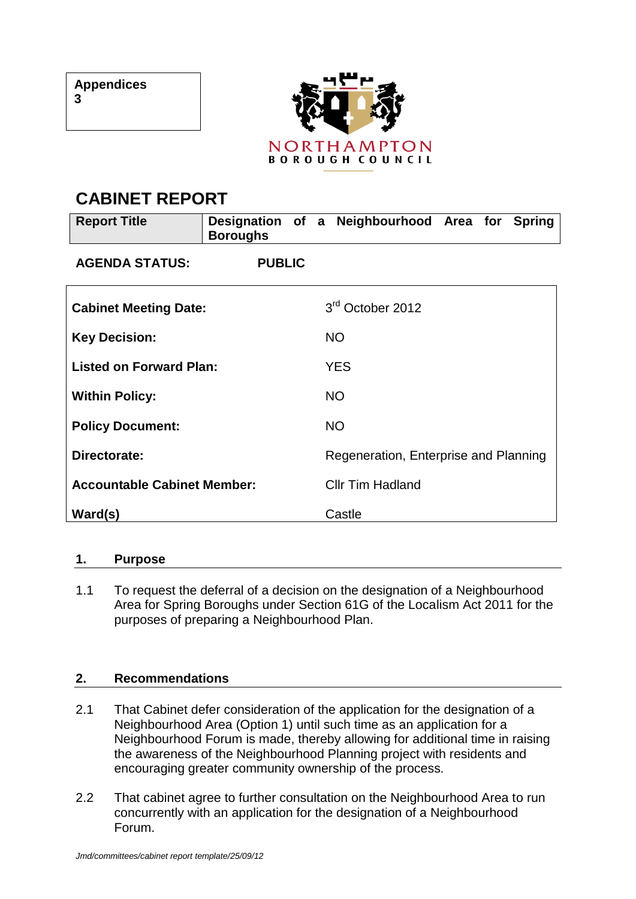| Appendices |
| --- |
| 3 |

NORTHAMPTON
BOROUGH COUNCIL

# CABINET REPORT

| Report Title | Designation of a Neighbourhood Area for Spring Boroughs |
| --- | --- |

**AGENDA STATUS: PUBLIC**

| | |
| --- | --- |
| **Cabinet Meeting Date:** | 3rd October 2012 |
| **Key Decision:** | NO |
| **Listed on Forward Plan:** | YES |
| **Within Policy:** | NO |
| **Policy Document:** | NO |
| **Directorate:** | Regeneration, Enterprise and Planning |
| **Accountable Cabinet Member:** | Cllr Tim Hadland |
| **Ward(s)** | Castle |

## 1. Purpose

1.1 To request the deferral of a decision on the designation of a Neighbourhood Area for Spring Boroughs under Section 61G of the Localism Act 2011 for the purposes of preparing a Neighbourhood Plan.

## 2. Recommendations

2.1 That Cabinet defer consideration of the application for the designation of a Neighbourhood Area (Option 1) until such time as an application for a Neighbourhood Forum is made, thereby allowing for additional time in raising the awareness of the Neighbourhood Planning project with residents and encouraging greater community ownership of the process.

2.2 That cabinet agree to further consultation on the Neighbourhood Area to run concurrently with an application for the designation of a Neighbourhood Forum.

*Jmd/committees/cabinet report template/25/09/12*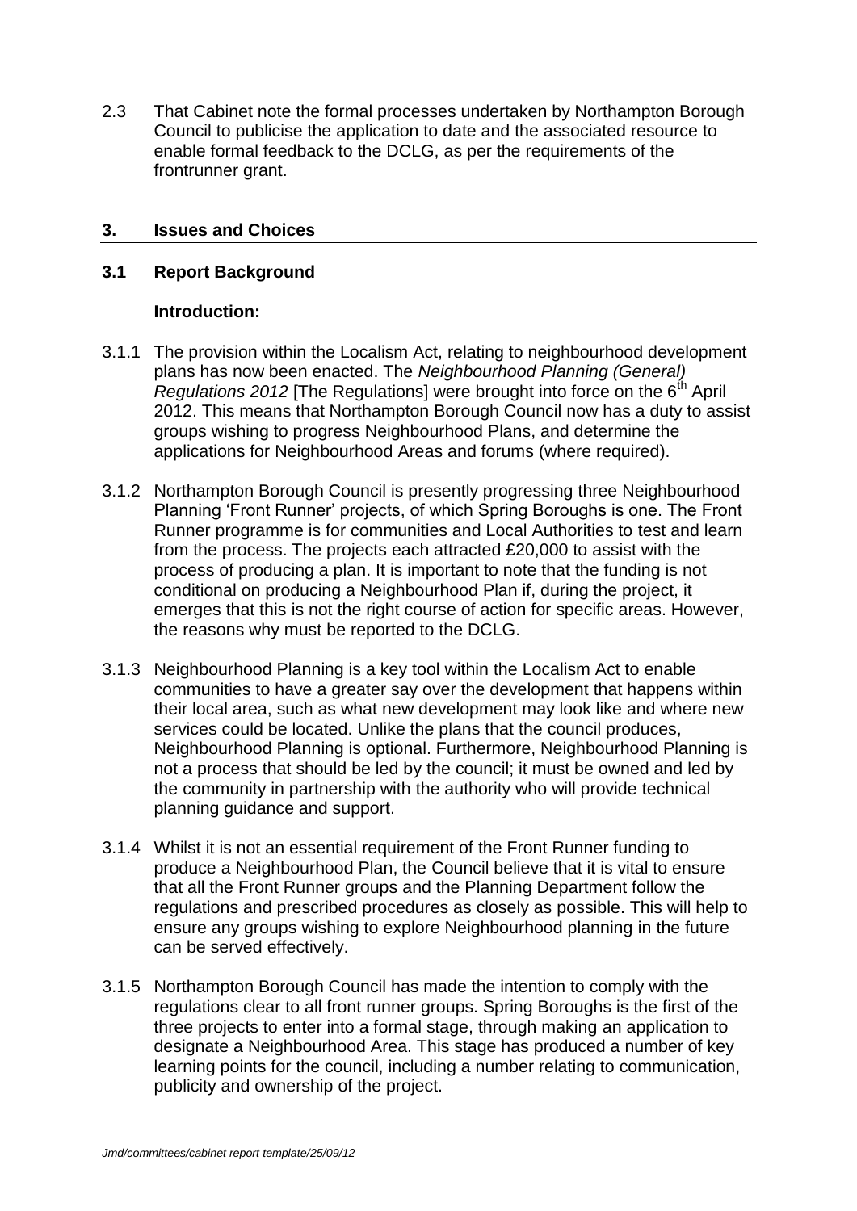2.3 That Cabinet note the formal processes undertaken by Northampton Borough Council to publicise the application to date and the associated resource to enable formal feedback to the DCLG, as per the requirements of the frontrunner grant.

## 3. Issues and Choices

### 3.1 Report Background

**Introduction:**

3.1.1 The provision within the Localism Act, relating to neighbourhood development plans has now been enacted. The *Neighbourhood Planning (General) Regulations 2012* [The Regulations] were brought into force on the 6th April 2012. This means that Northampton Borough Council now has a duty to assist groups wishing to progress Neighbourhood Plans, and determine the applications for Neighbourhood Areas and forums (where required).

3.1.2 Northampton Borough Council is presently progressing three Neighbourhood Planning 'Front Runner' projects, of which Spring Boroughs is one. The Front Runner programme is for communities and Local Authorities to test and learn from the process. The projects each attracted £20,000 to assist with the process of producing a plan. It is important to note that the funding is not conditional on producing a Neighbourhood Plan if, during the project, it emerges that this is not the right course of action for specific areas. However, the reasons why must be reported to the DCLG.

3.1.3 Neighbourhood Planning is a key tool within the Localism Act to enable communities to have a greater say over the development that happens within their local area, such as what new development may look like and where new services could be located. Unlike the plans that the council produces, Neighbourhood Planning is optional. Furthermore, Neighbourhood Planning is not a process that should be led by the council; it must be owned and led by the community in partnership with the authority who will provide technical planning guidance and support.

3.1.4 Whilst it is not an essential requirement of the Front Runner funding to produce a Neighbourhood Plan, the Council believe that it is vital to ensure that all the Front Runner groups and the Planning Department follow the regulations and prescribed procedures as closely as possible. This will help to ensure any groups wishing to explore Neighbourhood planning in the future can be served effectively.

3.1.5 Northampton Borough Council has made the intention to comply with the regulations clear to all front runner groups. Spring Boroughs is the first of the three projects to enter into a formal stage, through making an application to designate a Neighbourhood Area. This stage has produced a number of key learning points for the council, including a number relating to communication, publicity and ownership of the project.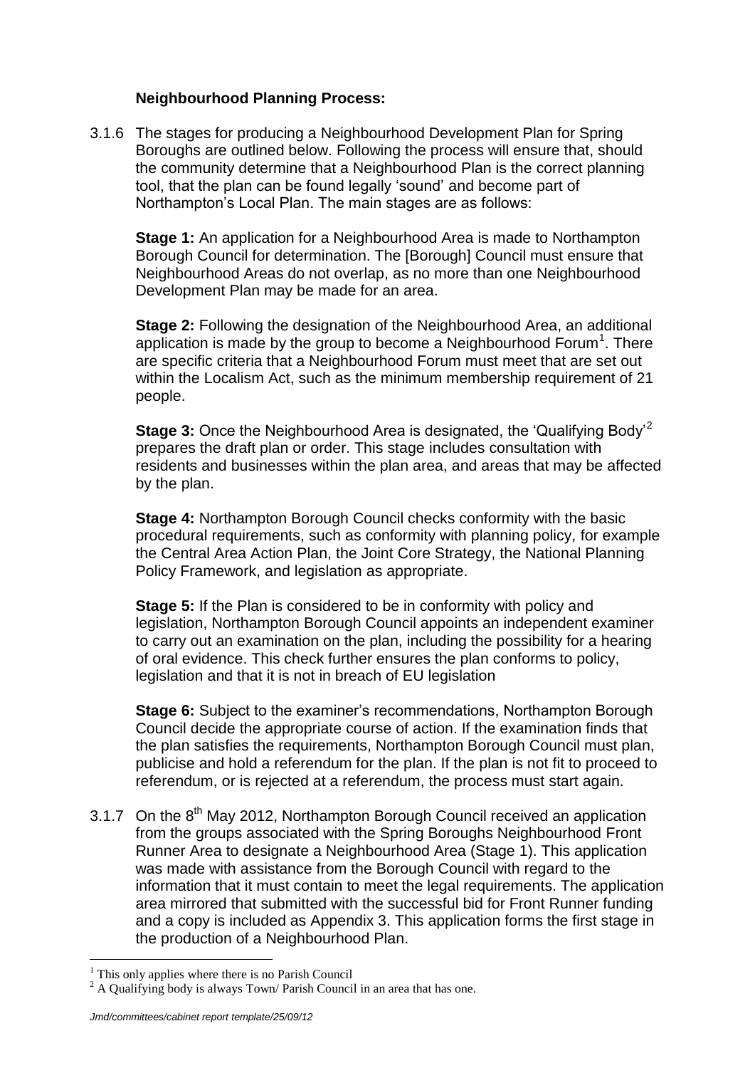**Neighbourhood Planning Process:**

3.1.6 The stages for producing a Neighbourhood Development Plan for Spring Boroughs are outlined below. Following the process will ensure that, should the community determine that a Neighbourhood Plan is the correct planning tool, that the plan can be found legally 'sound' and become part of Northampton's Local Plan. The main stages are as follows:

**Stage 1:** An application for a Neighbourhood Area is made to Northampton Borough Council for determination. The [Borough] Council must ensure that Neighbourhood Areas do not overlap, as no more than one Neighbourhood Development Plan may be made for an area.

**Stage 2:** Following the designation of the Neighbourhood Area, an additional application is made by the group to become a Neighbourhood Forum[1]. There are specific criteria that a Neighbourhood Forum must meet that are set out within the Localism Act, such as the minimum membership requirement of 21 people.

**Stage 3:** Once the Neighbourhood Area is designated, the 'Qualifying Body'[2] prepares the draft plan or order. This stage includes consultation with residents and businesses within the plan area, and areas that may be affected by the plan.

**Stage 4:** Northampton Borough Council checks conformity with the basic procedural requirements, such as conformity with planning policy, for example the Central Area Action Plan, the Joint Core Strategy, the National Planning Policy Framework, and legislation as appropriate.

**Stage 5:** If the Plan is considered to be in conformity with policy and legislation, Northampton Borough Council appoints an independent examiner to carry out an examination on the plan, including the possibility for a hearing of oral evidence. This check further ensures the plan conforms to policy, legislation and that it is not in breach of EU legislation

**Stage 6:** Subject to the examiner's recommendations, Northampton Borough Council decide the appropriate course of action. If the examination finds that the plan satisfies the requirements, Northampton Borough Council must plan, publicise and hold a referendum for the plan. If the plan is not fit to proceed to referendum, or is rejected at a referendum, the process must start again.

3.1.7 On the 8th May 2012, Northampton Borough Council received an application from the groups associated with the Spring Boroughs Neighbourhood Front Runner Area to designate a Neighbourhood Area (Stage 1). This application was made with assistance from the Borough Council with regard to the information that it must contain to meet the legal requirements. The application area mirrored that submitted with the successful bid for Front Runner funding and a copy is included as Appendix 3. This application forms the first stage in the production of a Neighbourhood Plan.

---

[1] This only applies where there is no Parish Council

[2] A Qualifying body is always Town/ Parish Council in an area that has one.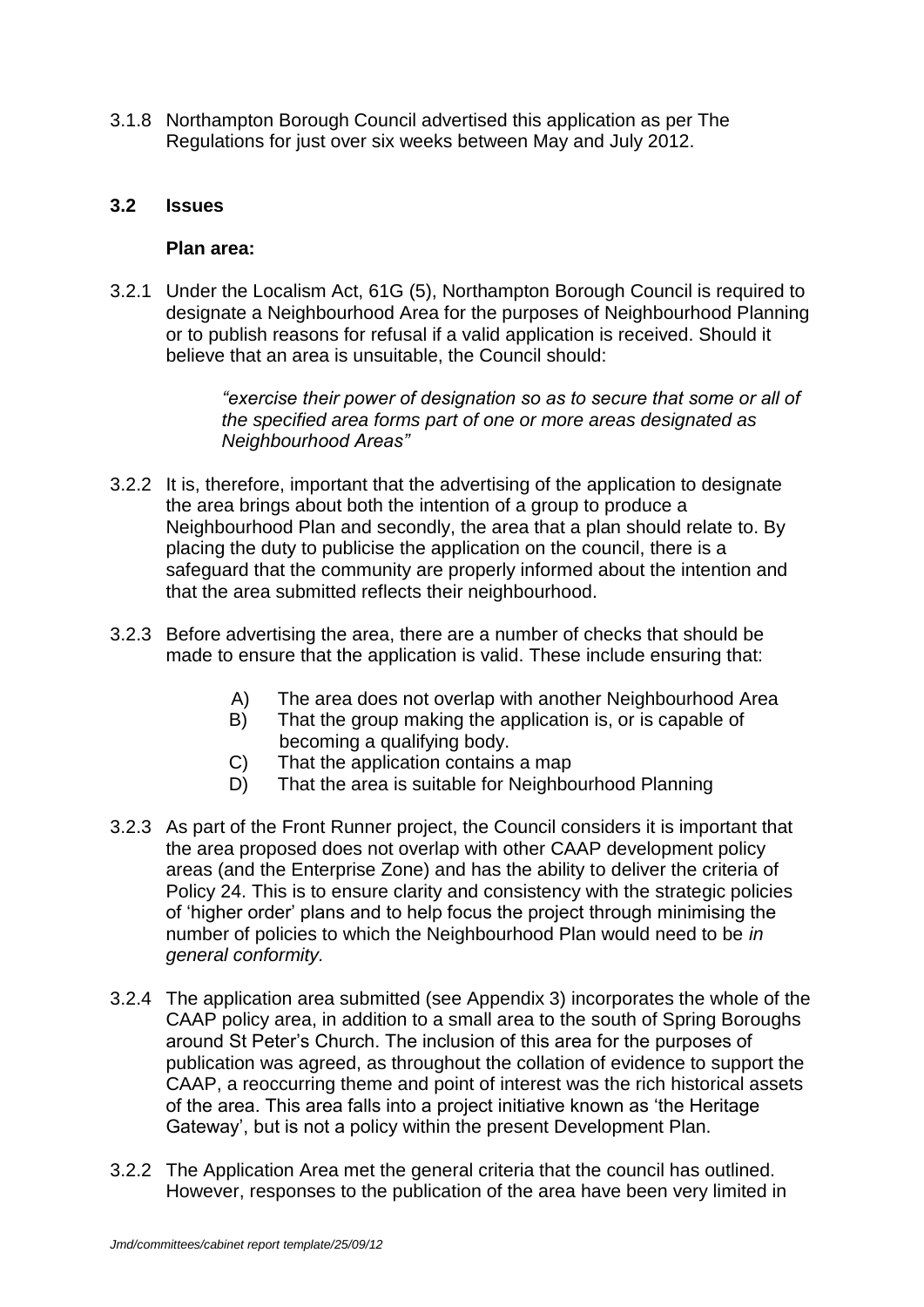3.1.8 Northampton Borough Council advertised this application as per The Regulations for just over six weeks between May and July 2012.

### 3.2 Issues

**Plan area:**

3.2.1 Under the Localism Act, 61G (5), Northampton Borough Council is required to designate a Neighbourhood Area for the purposes of Neighbourhood Planning or to publish reasons for refusal if a valid application is received. Should it believe that an area is unsuitable, the Council should:

> *"exercise their power of designation so as to secure that some or all of the specified area forms part of one or more areas designated as Neighbourhood Areas"*

3.2.2 It is, therefore, important that the advertising of the application to designate the area brings about both the intention of a group to produce a Neighbourhood Plan and secondly, the area that a plan should relate to. By placing the duty to publicise the application on the council, there is a safeguard that the community are properly informed about the intention and that the area submitted reflects their neighbourhood.

3.2.3 Before advertising the area, there are a number of checks that should be made to ensure that the application is valid. These include ensuring that:

- A) The area does not overlap with another Neighbourhood Area
- B) That the group making the application is, or is capable of becoming a qualifying body.
- C) That the application contains a map
- D) That the area is suitable for Neighbourhood Planning

3.2.3 As part of the Front Runner project, the Council considers it is important that the area proposed does not overlap with other CAAP development policy areas (and the Enterprise Zone) and has the ability to deliver the criteria of Policy 24. This is to ensure clarity and consistency with the strategic policies of 'higher order' plans and to help focus the project through minimising the number of policies to which the Neighbourhood Plan would need to be *in general conformity.*

3.2.4 The application area submitted (see Appendix 3) incorporates the whole of the CAAP policy area, in addition to a small area to the south of Spring Boroughs around St Peter's Church. The inclusion of this area for the purposes of publication was agreed, as throughout the collation of evidence to support the CAAP, a reoccurring theme and point of interest was the rich historical assets of the area. This area falls into a project initiative known as 'the Heritage Gateway', but is not a policy within the present Development Plan.

3.2.2 The Application Area met the general criteria that the council has outlined. However, responses to the publication of the area have been very limited in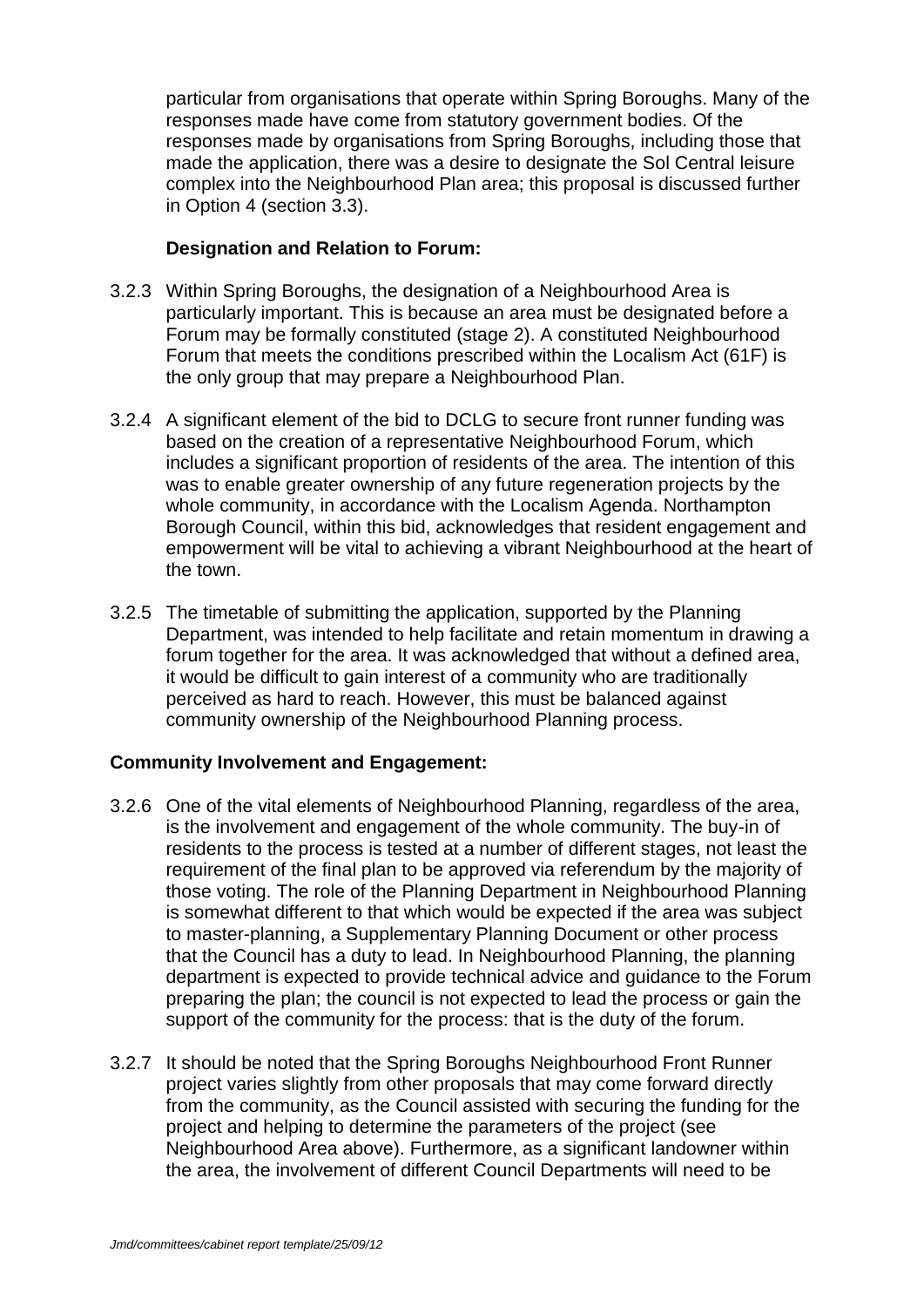particular from organisations that operate within Spring Boroughs. Many of the responses made have come from statutory government bodies. Of the responses made by organisations from Spring Boroughs, including those that made the application, there was a desire to designate the Sol Central leisure complex into the Neighbourhood Plan area; this proposal is discussed further in Option 4 (section 3.3).

**Designation and Relation to Forum:**

3.2.3 Within Spring Boroughs, the designation of a Neighbourhood Area is particularly important. This is because an area must be designated before a Forum may be formally constituted (stage 2). A constituted Neighbourhood Forum that meets the conditions prescribed within the Localism Act (61F) is the only group that may prepare a Neighbourhood Plan.

3.2.4 A significant element of the bid to DCLG to secure front runner funding was based on the creation of a representative Neighbourhood Forum, which includes a significant proportion of residents of the area. The intention of this was to enable greater ownership of any future regeneration projects by the whole community, in accordance with the Localism Agenda. Northampton Borough Council, within this bid, acknowledges that resident engagement and empowerment will be vital to achieving a vibrant Neighbourhood at the heart of the town.

3.2.5 The timetable of submitting the application, supported by the Planning Department, was intended to help facilitate and retain momentum in drawing a forum together for the area. It was acknowledged that without a defined area, it would be difficult to gain interest of a community who are traditionally perceived as hard to reach. However, this must be balanced against community ownership of the Neighbourhood Planning process.

**Community Involvement and Engagement:**

3.2.6 One of the vital elements of Neighbourhood Planning, regardless of the area, is the involvement and engagement of the whole community. The buy-in of residents to the process is tested at a number of different stages, not least the requirement of the final plan to be approved via referendum by the majority of those voting. The role of the Planning Department in Neighbourhood Planning is somewhat different to that which would be expected if the area was subject to master-planning, a Supplementary Planning Document or other process that the Council has a duty to lead. In Neighbourhood Planning, the planning department is expected to provide technical advice and guidance to the Forum preparing the plan; the council is not expected to lead the process or gain the support of the community for the process: that is the duty of the forum.

3.2.7 It should be noted that the Spring Boroughs Neighbourhood Front Runner project varies slightly from other proposals that may come forward directly from the community, as the Council assisted with securing the funding for the project and helping to determine the parameters of the project (see Neighbourhood Area above). Furthermore, as a significant landowner within the area, the involvement of different Council Departments will need to be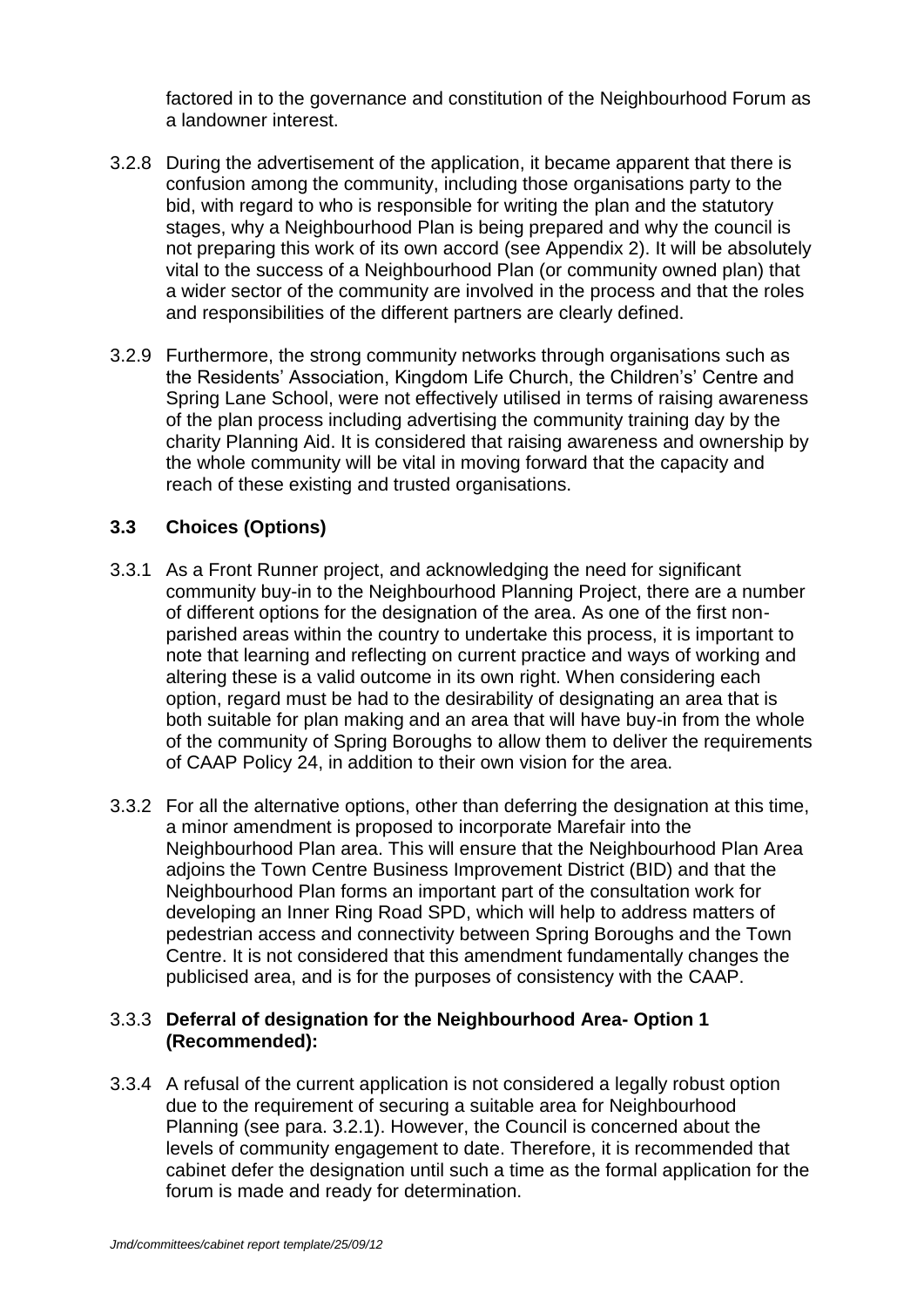factored in to the governance and constitution of the Neighbourhood Forum as a landowner interest.

3.2.8 During the advertisement of the application, it became apparent that there is confusion among the community, including those organisations party to the bid, with regard to who is responsible for writing the plan and the statutory stages, why a Neighbourhood Plan is being prepared and why the council is not preparing this work of its own accord (see Appendix 2). It will be absolutely vital to the success of a Neighbourhood Plan (or community owned plan) that a wider sector of the community are involved in the process and that the roles and responsibilities of the different partners are clearly defined.

3.2.9 Furthermore, the strong community networks through organisations such as the Residents' Association, Kingdom Life Church, the Children's' Centre and Spring Lane School, were not effectively utilised in terms of raising awareness of the plan process including advertising the community training day by the charity Planning Aid. It is considered that raising awareness and ownership by the whole community will be vital in moving forward that the capacity and reach of these existing and trusted organisations.

### 3.3 Choices (Options)

3.3.1 As a Front Runner project, and acknowledging the need for significant community buy-in to the Neighbourhood Planning Project, there are a number of different options for the designation of the area. As one of the first non-parished areas within the country to undertake this process, it is important to note that learning and reflecting on current practice and ways of working and altering these is a valid outcome in its own right. When considering each option, regard must be had to the desirability of designating an area that is both suitable for plan making and an area that will have buy-in from the whole of the community of Spring Boroughs to allow them to deliver the requirements of CAAP Policy 24, in addition to their own vision for the area.

3.3.2 For all the alternative options, other than deferring the designation at this time, a minor amendment is proposed to incorporate Marefair into the Neighbourhood Plan area. This will ensure that the Neighbourhood Plan Area adjoins the Town Centre Business Improvement District (BID) and that the Neighbourhood Plan forms an important part of the consultation work for developing an Inner Ring Road SPD, which will help to address matters of pedestrian access and connectivity between Spring Boroughs and the Town Centre. It is not considered that this amendment fundamentally changes the publicised area, and is for the purposes of consistency with the CAAP.

3.3.3 **Deferral of designation for the Neighbourhood Area- Option 1 (Recommended):**

3.3.4 A refusal of the current application is not considered a legally robust option due to the requirement of securing a suitable area for Neighbourhood Planning (see para. 3.2.1). However, the Council is concerned about the levels of community engagement to date. Therefore, it is recommended that cabinet defer the designation until such a time as the formal application for the forum is made and ready for determination.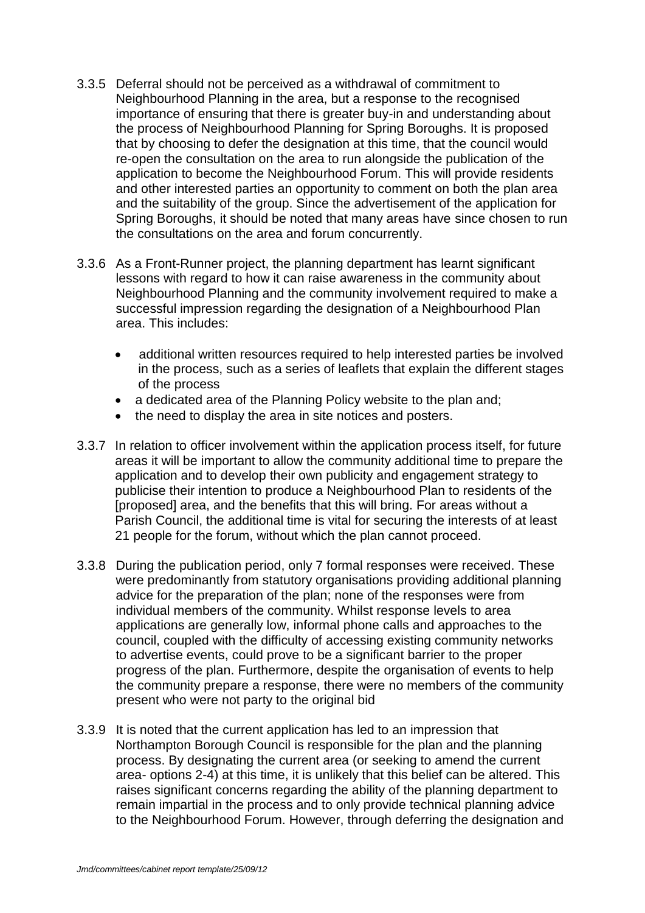3.3.5 Deferral should not be perceived as a withdrawal of commitment to Neighbourhood Planning in the area, but a response to the recognised importance of ensuring that there is greater buy-in and understanding about the process of Neighbourhood Planning for Spring Boroughs. It is proposed that by choosing to defer the designation at this time, that the council would re-open the consultation on the area to run alongside the publication of the application to become the Neighbourhood Forum. This will provide residents and other interested parties an opportunity to comment on both the plan area and the suitability of the group. Since the advertisement of the application for Spring Boroughs, it should be noted that many areas have since chosen to run the consultations on the area and forum concurrently.

3.3.6 As a Front-Runner project, the planning department has learnt significant lessons with regard to how it can raise awareness in the community about Neighbourhood Planning and the community involvement required to make a successful impression regarding the designation of a Neighbourhood Plan area. This includes:

- additional written resources required to help interested parties be involved in the process, such as a series of leaflets that explain the different stages of the process
- a dedicated area of the Planning Policy website to the plan and;
- the need to display the area in site notices and posters.

3.3.7 In relation to officer involvement within the application process itself, for future areas it will be important to allow the community additional time to prepare the application and to develop their own publicity and engagement strategy to publicise their intention to produce a Neighbourhood Plan to residents of the [proposed] area, and the benefits that this will bring. For areas without a Parish Council, the additional time is vital for securing the interests of at least 21 people for the forum, without which the plan cannot proceed.

3.3.8 During the publication period, only 7 formal responses were received. These were predominantly from statutory organisations providing additional planning advice for the preparation of the plan; none of the responses were from individual members of the community. Whilst response levels to area applications are generally low, informal phone calls and approaches to the council, coupled with the difficulty of accessing existing community networks to advertise events, could prove to be a significant barrier to the proper progress of the plan. Furthermore, despite the organisation of events to help the community prepare a response, there were no members of the community present who were not party to the original bid

3.3.9 It is noted that the current application has led to an impression that Northampton Borough Council is responsible for the plan and the planning process. By designating the current area (or seeking to amend the current area- options 2-4) at this time, it is unlikely that this belief can be altered. This raises significant concerns regarding the ability of the planning department to remain impartial in the process and to only provide technical planning advice to the Neighbourhood Forum. However, through deferring the designation and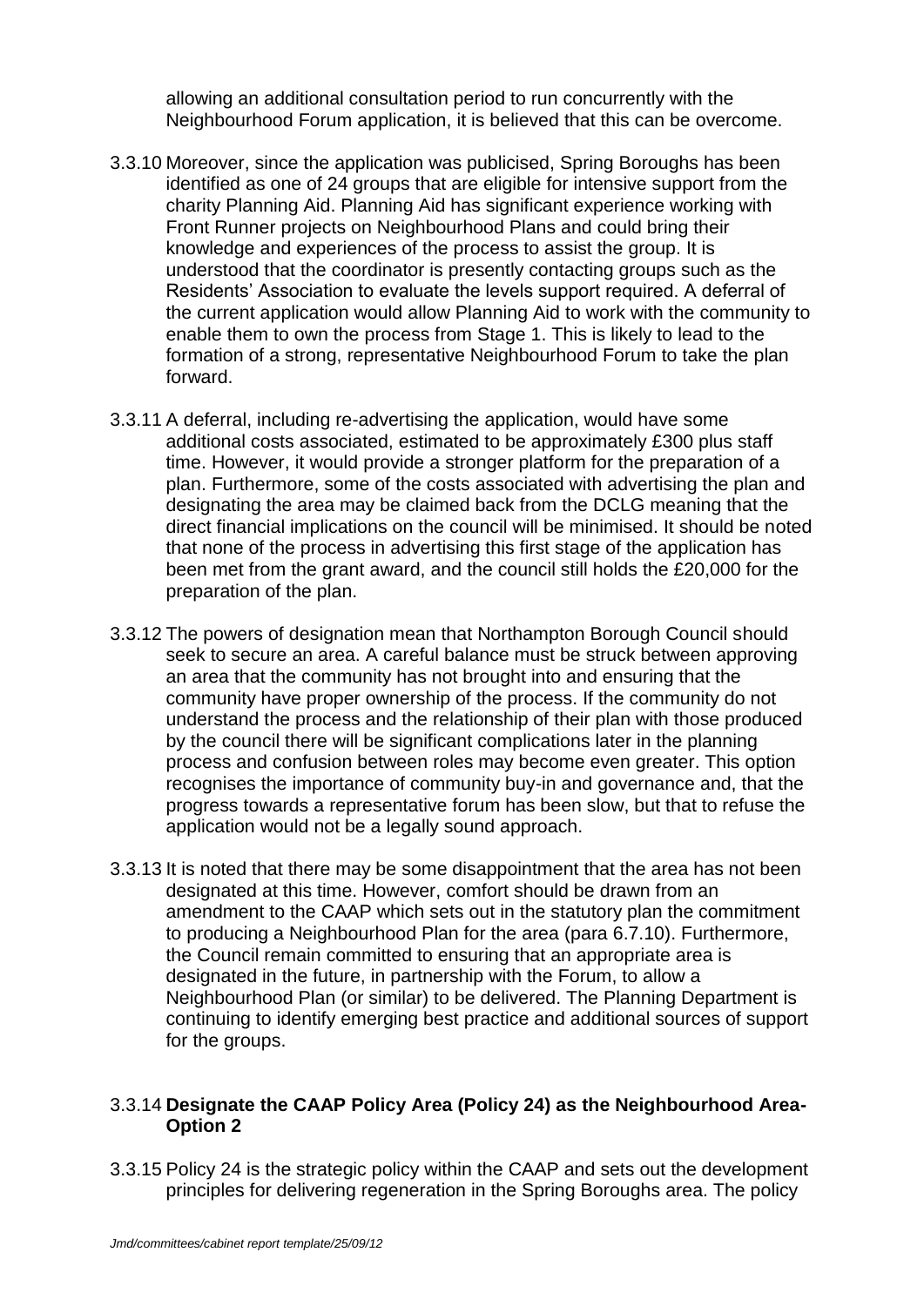allowing an additional consultation period to run concurrently with the Neighbourhood Forum application, it is believed that this can be overcome.

3.3.10 Moreover, since the application was publicised, Spring Boroughs has been identified as one of 24 groups that are eligible for intensive support from the charity Planning Aid. Planning Aid has significant experience working with Front Runner projects on Neighbourhood Plans and could bring their knowledge and experiences of the process to assist the group. It is understood that the coordinator is presently contacting groups such as the Residents' Association to evaluate the levels support required. A deferral of the current application would allow Planning Aid to work with the community to enable them to own the process from Stage 1. This is likely to lead to the formation of a strong, representative Neighbourhood Forum to take the plan forward.

3.3.11 A deferral, including re-advertising the application, would have some additional costs associated, estimated to be approximately £300 plus staff time. However, it would provide a stronger platform for the preparation of a plan. Furthermore, some of the costs associated with advertising the plan and designating the area may be claimed back from the DCLG meaning that the direct financial implications on the council will be minimised. It should be noted that none of the process in advertising this first stage of the application has been met from the grant award, and the council still holds the £20,000 for the preparation of the plan.

3.3.12 The powers of designation mean that Northampton Borough Council should seek to secure an area. A careful balance must be struck between approving an area that the community has not brought into and ensuring that the community have proper ownership of the process. If the community do not understand the process and the relationship of their plan with those produced by the council there will be significant complications later in the planning process and confusion between roles may become even greater. This option recognises the importance of community buy-in and governance and, that the progress towards a representative forum has been slow, but that to refuse the application would not be a legally sound approach.

3.3.13 It is noted that there may be some disappointment that the area has not been designated at this time. However, comfort should be drawn from an amendment to the CAAP which sets out in the statutory plan the commitment to producing a Neighbourhood Plan for the area (para 6.7.10). Furthermore, the Council remain committed to ensuring that an appropriate area is designated in the future, in partnership with the Forum, to allow a Neighbourhood Plan (or similar) to be delivered. The Planning Department is continuing to identify emerging best practice and additional sources of support for the groups.

3.3.14 **Designate the CAAP Policy Area (Policy 24) as the Neighbourhood Area- Option 2**

3.3.15 Policy 24 is the strategic policy within the CAAP and sets out the development principles for delivering regeneration in the Spring Boroughs area. The policy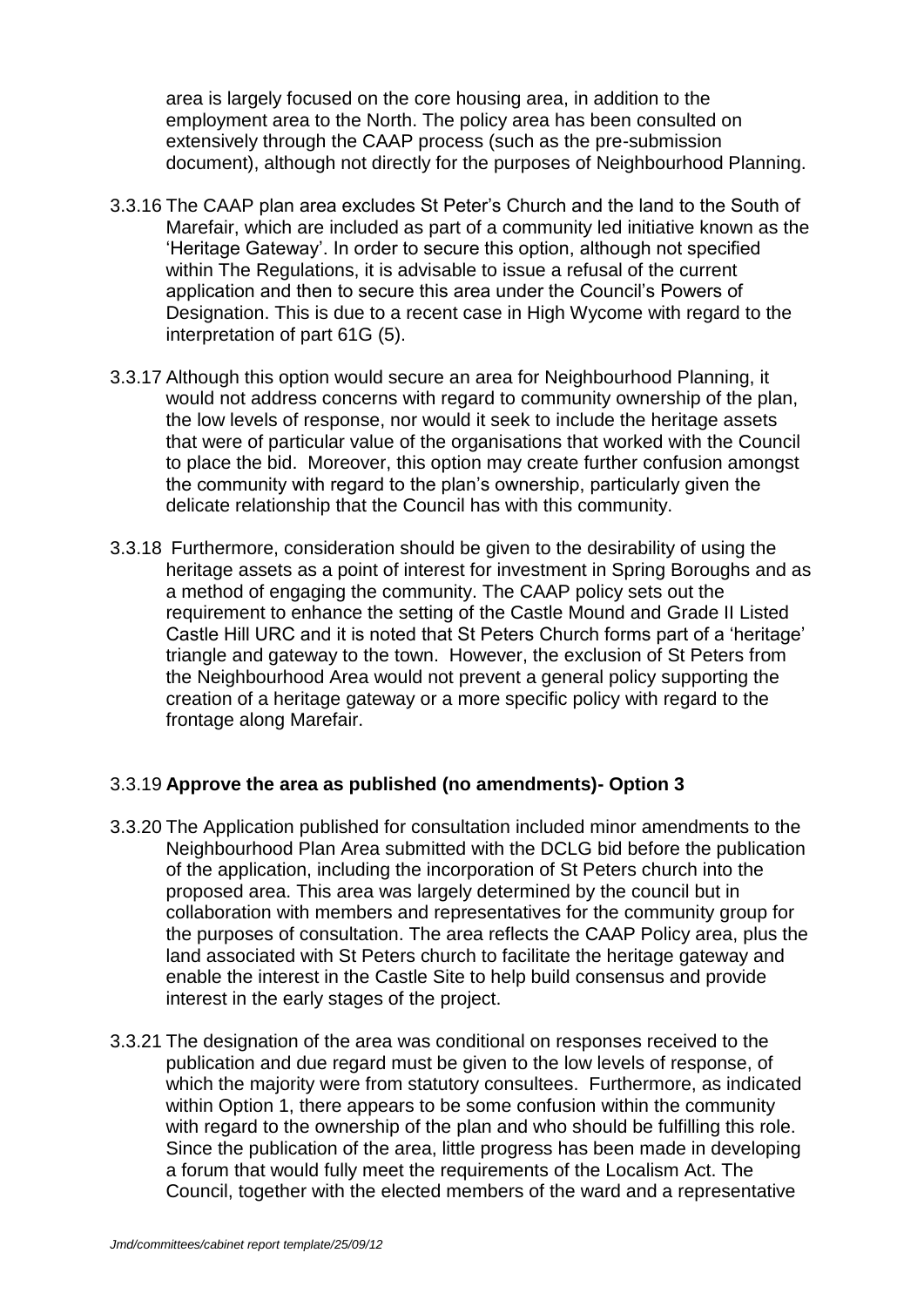area is largely focused on the core housing area, in addition to the employment area to the North. The policy area has been consulted on extensively through the CAAP process (such as the pre-submission document), although not directly for the purposes of Neighbourhood Planning.

3.3.16 The CAAP plan area excludes St Peter's Church and the land to the South of Marefair, which are included as part of a community led initiative known as the 'Heritage Gateway'. In order to secure this option, although not specified within The Regulations, it is advisable to issue a refusal of the current application and then to secure this area under the Council's Powers of Designation. This is due to a recent case in High Wycome with regard to the interpretation of part 61G (5).

3.3.17 Although this option would secure an area for Neighbourhood Planning, it would not address concerns with regard to community ownership of the plan, the low levels of response, nor would it seek to include the heritage assets that were of particular value of the organisations that worked with the Council to place the bid. Moreover, this option may create further confusion amongst the community with regard to the plan's ownership, particularly given the delicate relationship that the Council has with this community.

3.3.18 Furthermore, consideration should be given to the desirability of using the heritage assets as a point of interest for investment in Spring Boroughs and as a method of engaging the community. The CAAP policy sets out the requirement to enhance the setting of the Castle Mound and Grade II Listed Castle Hill URC and it is noted that St Peters Church forms part of a 'heritage' triangle and gateway to the town. However, the exclusion of St Peters from the Neighbourhood Area would not prevent a general policy supporting the creation of a heritage gateway or a more specific policy with regard to the frontage along Marefair.

3.3.19 **Approve the area as published (no amendments)- Option 3**

3.3.20 The Application published for consultation included minor amendments to the Neighbourhood Plan Area submitted with the DCLG bid before the publication of the application, including the incorporation of St Peters church into the proposed area. This area was largely determined by the council but in collaboration with members and representatives for the community group for the purposes of consultation. The area reflects the CAAP Policy area, plus the land associated with St Peters church to facilitate the heritage gateway and enable the interest in the Castle Site to help build consensus and provide interest in the early stages of the project.

3.3.21 The designation of the area was conditional on responses received to the publication and due regard must be given to the low levels of response, of which the majority were from statutory consultees. Furthermore, as indicated within Option 1, there appears to be some confusion within the community with regard to the ownership of the plan and who should be fulfilling this role. Since the publication of the area, little progress has been made in developing a forum that would fully meet the requirements of the Localism Act. The Council, together with the elected members of the ward and a representative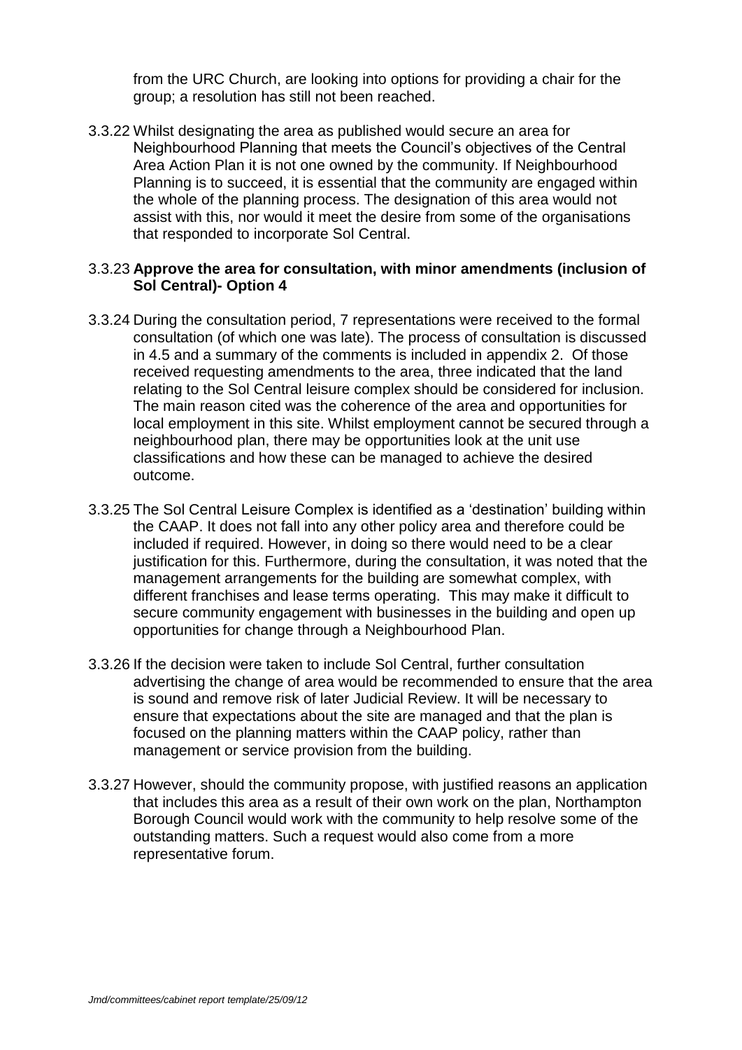from the URC Church, are looking into options for providing a chair for the group; a resolution has still not been reached.

3.3.22 Whilst designating the area as published would secure an area for Neighbourhood Planning that meets the Council's objectives of the Central Area Action Plan it is not one owned by the community. If Neighbourhood Planning is to succeed, it is essential that the community are engaged within the whole of the planning process. The designation of this area would not assist with this, nor would it meet the desire from some of the organisations that responded to incorporate Sol Central.

3.3.23 **Approve the area for consultation, with minor amendments (inclusion of Sol Central)- Option 4**

3.3.24 During the consultation period, 7 representations were received to the formal consultation (of which one was late). The process of consultation is discussed in 4.5 and a summary of the comments is included in appendix 2. Of those received requesting amendments to the area, three indicated that the land relating to the Sol Central leisure complex should be considered for inclusion. The main reason cited was the coherence of the area and opportunities for local employment in this site. Whilst employment cannot be secured through a neighbourhood plan, there may be opportunities look at the unit use classifications and how these can be managed to achieve the desired outcome.

3.3.25 The Sol Central Leisure Complex is identified as a 'destination' building within the CAAP. It does not fall into any other policy area and therefore could be included if required. However, in doing so there would need to be a clear justification for this. Furthermore, during the consultation, it was noted that the management arrangements for the building are somewhat complex, with different franchises and lease terms operating. This may make it difficult to secure community engagement with businesses in the building and open up opportunities for change through a Neighbourhood Plan.

3.3.26 If the decision were taken to include Sol Central, further consultation advertising the change of area would be recommended to ensure that the area is sound and remove risk of later Judicial Review. It will be necessary to ensure that expectations about the site are managed and that the plan is focused on the planning matters within the CAAP policy, rather than management or service provision from the building.

3.3.27 However, should the community propose, with justified reasons an application that includes this area as a result of their own work on the plan, Northampton Borough Council would work with the community to help resolve some of the outstanding matters. Such a request would also come from a more representative forum.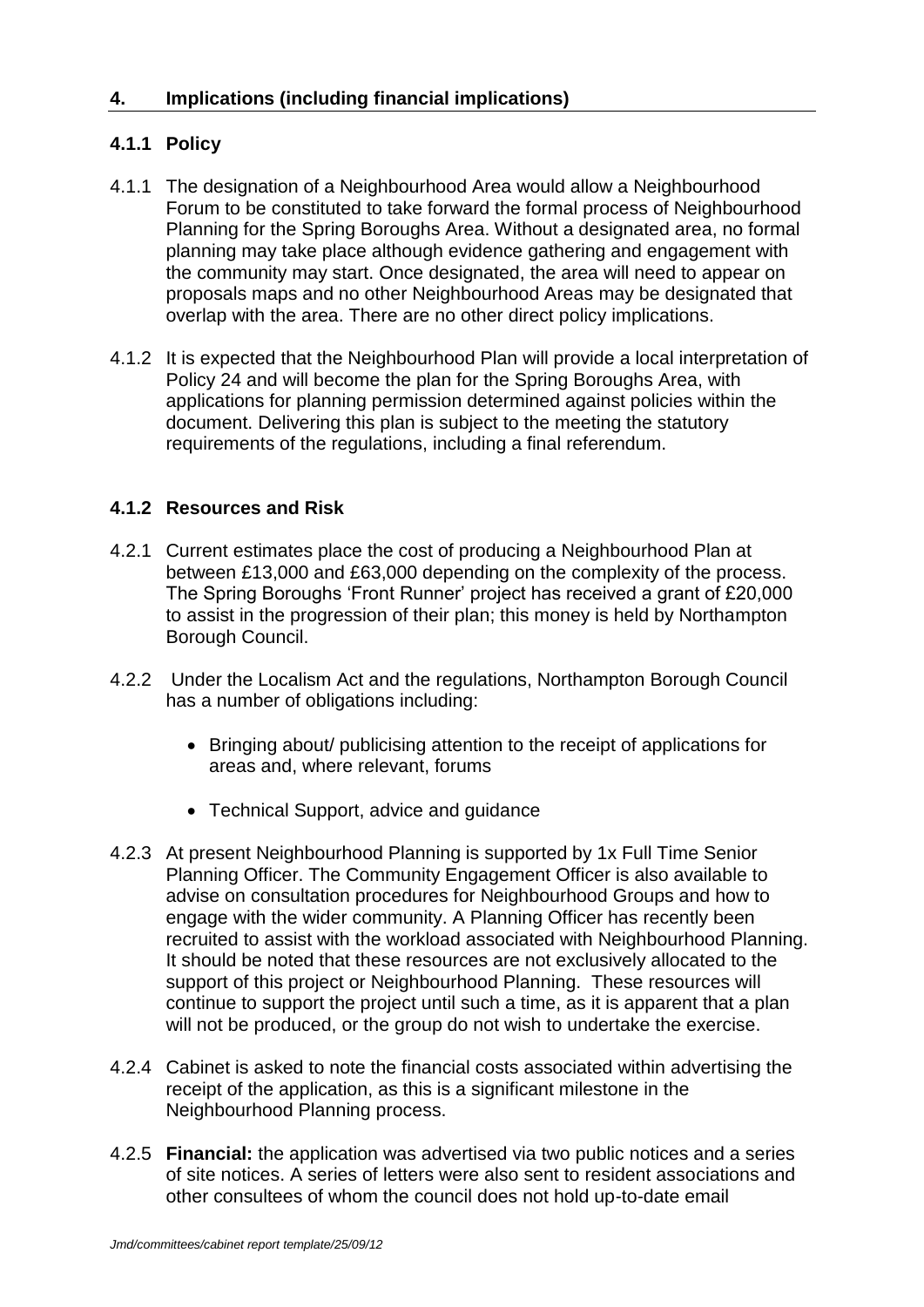## 4. Implications (including financial implications)

### 4.1.1 Policy

4.1.1 The designation of a Neighbourhood Area would allow a Neighbourhood Forum to be constituted to take forward the formal process of Neighbourhood Planning for the Spring Boroughs Area. Without a designated area, no formal planning may take place although evidence gathering and engagement with the community may start. Once designated, the area will need to appear on proposals maps and no other Neighbourhood Areas may be designated that overlap with the area. There are no other direct policy implications.

4.1.2 It is expected that the Neighbourhood Plan will provide a local interpretation of Policy 24 and will become the plan for the Spring Boroughs Area, with applications for planning permission determined against policies within the document. Delivering this plan is subject to the meeting the statutory requirements of the regulations, including a final referendum.

### 4.1.2 Resources and Risk

4.2.1 Current estimates place the cost of producing a Neighbourhood Plan at between £13,000 and £63,000 depending on the complexity of the process. The Spring Boroughs 'Front Runner' project has received a grant of £20,000 to assist in the progression of their plan; this money is held by Northampton Borough Council.

4.2.2 Under the Localism Act and the regulations, Northampton Borough Council has a number of obligations including:

- Bringing about/ publicising attention to the receipt of applications for areas and, where relevant, forums
- Technical Support, advice and guidance

4.2.3 At present Neighbourhood Planning is supported by 1x Full Time Senior Planning Officer. The Community Engagement Officer is also available to advise on consultation procedures for Neighbourhood Groups and how to engage with the wider community. A Planning Officer has recently been recruited to assist with the workload associated with Neighbourhood Planning. It should be noted that these resources are not exclusively allocated to the support of this project or Neighbourhood Planning. These resources will continue to support the project until such a time, as it is apparent that a plan will not be produced, or the group do not wish to undertake the exercise.

4.2.4 Cabinet is asked to note the financial costs associated within advertising the receipt of the application, as this is a significant milestone in the Neighbourhood Planning process.

4.2.5 **Financial:** the application was advertised via two public notices and a series of site notices. A series of letters were also sent to resident associations and other consultees of whom the council does not hold up-to-date email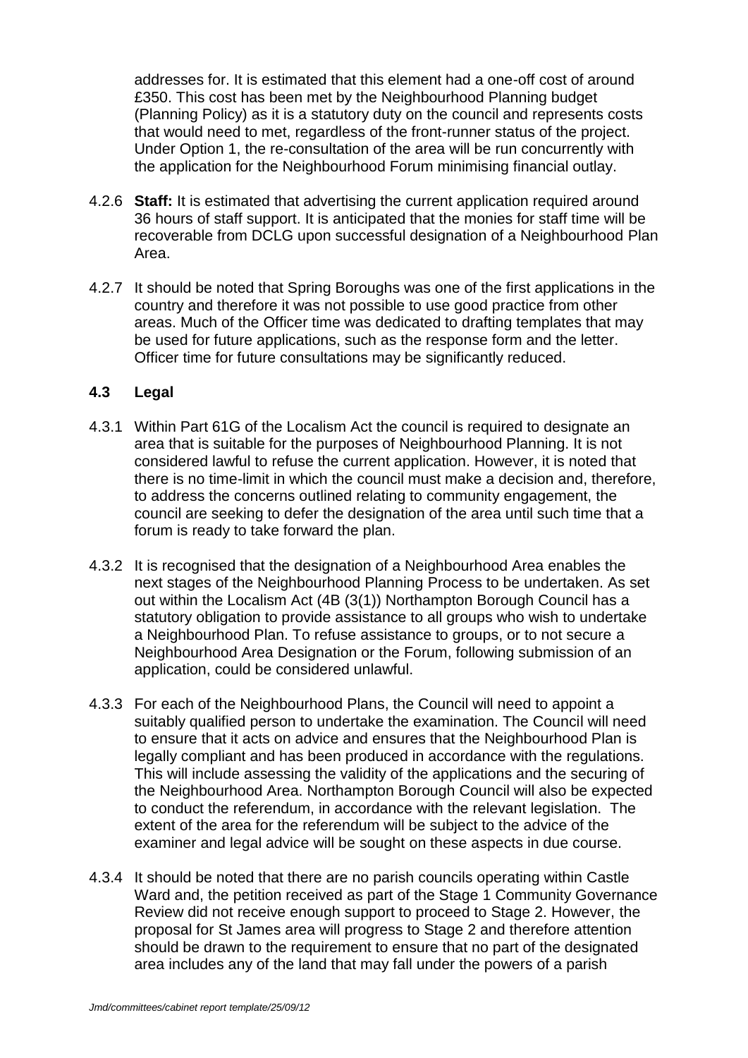addresses for. It is estimated that this element had a one-off cost of around £350. This cost has been met by the Neighbourhood Planning budget (Planning Policy) as it is a statutory duty on the council and represents costs that would need to met, regardless of the front-runner status of the project. Under Option 1, the re-consultation of the area will be run concurrently with the application for the Neighbourhood Forum minimising financial outlay.

4.2.6 **Staff:** It is estimated that advertising the current application required around 36 hours of staff support. It is anticipated that the monies for staff time will be recoverable from DCLG upon successful designation of a Neighbourhood Plan Area.

4.2.7 It should be noted that Spring Boroughs was one of the first applications in the country and therefore it was not possible to use good practice from other areas. Much of the Officer time was dedicated to drafting templates that may be used for future applications, such as the response form and the letter. Officer time for future consultations may be significantly reduced.

### 4.3 Legal

4.3.1 Within Part 61G of the Localism Act the council is required to designate an area that is suitable for the purposes of Neighbourhood Planning. It is not considered lawful to refuse the current application. However, it is noted that there is no time-limit in which the council must make a decision and, therefore, to address the concerns outlined relating to community engagement, the council are seeking to defer the designation of the area until such time that a forum is ready to take forward the plan.

4.3.2 It is recognised that the designation of a Neighbourhood Area enables the next stages of the Neighbourhood Planning Process to be undertaken. As set out within the Localism Act (4B (3(1)) Northampton Borough Council has a statutory obligation to provide assistance to all groups who wish to undertake a Neighbourhood Plan. To refuse assistance to groups, or to not secure a Neighbourhood Area Designation or the Forum, following submission of an application, could be considered unlawful.

4.3.3 For each of the Neighbourhood Plans, the Council will need to appoint a suitably qualified person to undertake the examination. The Council will need to ensure that it acts on advice and ensures that the Neighbourhood Plan is legally compliant and has been produced in accordance with the regulations. This will include assessing the validity of the applications and the securing of the Neighbourhood Area. Northampton Borough Council will also be expected to conduct the referendum, in accordance with the relevant legislation. The extent of the area for the referendum will be subject to the advice of the examiner and legal advice will be sought on these aspects in due course.

4.3.4 It should be noted that there are no parish councils operating within Castle Ward and, the petition received as part of the Stage 1 Community Governance Review did not receive enough support to proceed to Stage 2. However, the proposal for St James area will progress to Stage 2 and therefore attention should be drawn to the requirement to ensure that no part of the designated area includes any of the land that may fall under the powers of a parish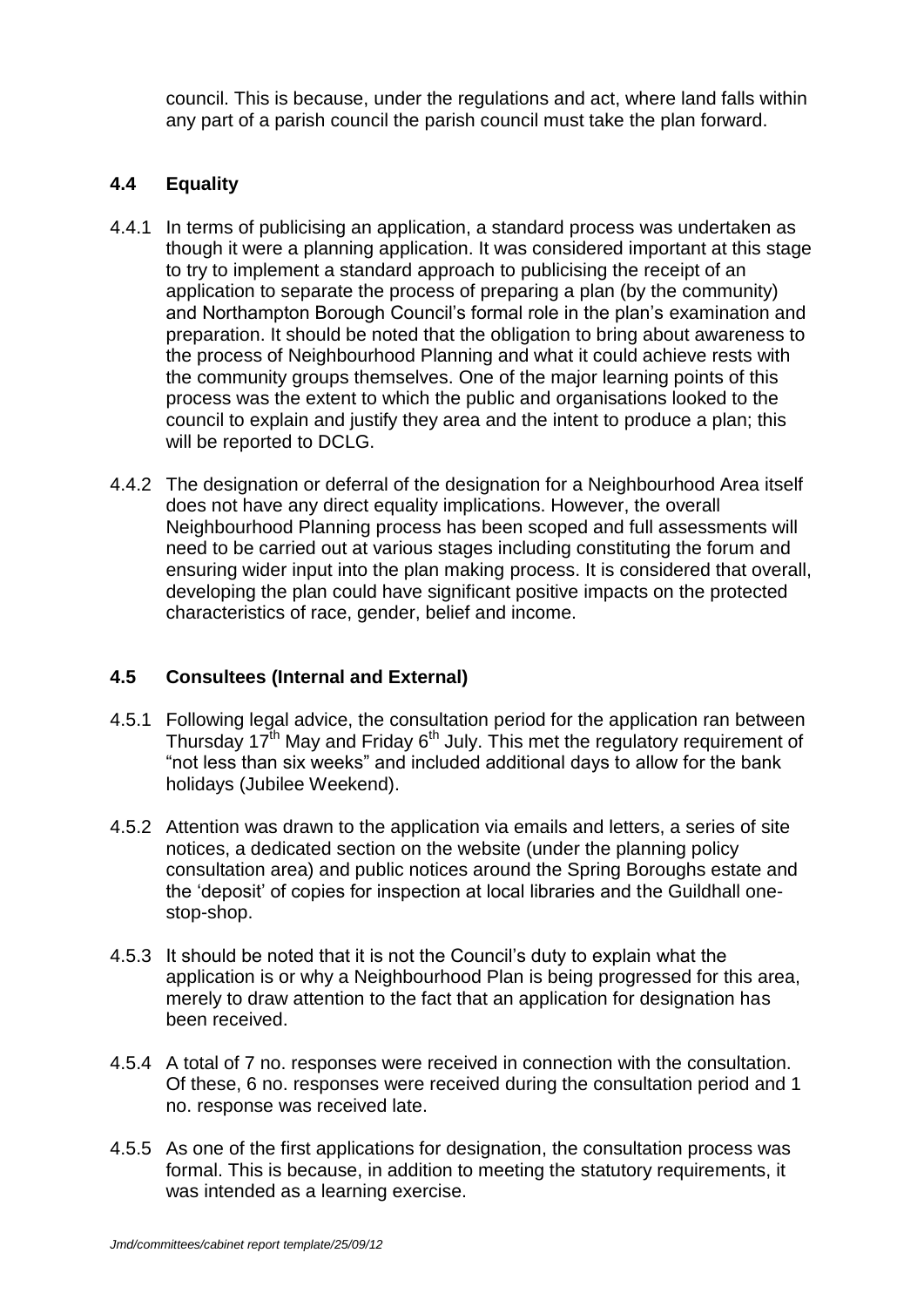council. This is because, under the regulations and act, where land falls within any part of a parish council the parish council must take the plan forward.

### 4.4 Equality

4.4.1 In terms of publicising an application, a standard process was undertaken as though it were a planning application. It was considered important at this stage to try to implement a standard approach to publicising the receipt of an application to separate the process of preparing a plan (by the community) and Northampton Borough Council's formal role in the plan's examination and preparation. It should be noted that the obligation to bring about awareness to the process of Neighbourhood Planning and what it could achieve rests with the community groups themselves. One of the major learning points of this process was the extent to which the public and organisations looked to the council to explain and justify they area and the intent to produce a plan; this will be reported to DCLG.

4.4.2 The designation or deferral of the designation for a Neighbourhood Area itself does not have any direct equality implications. However, the overall Neighbourhood Planning process has been scoped and full assessments will need to be carried out at various stages including constituting the forum and ensuring wider input into the plan making process. It is considered that overall, developing the plan could have significant positive impacts on the protected characteristics of race, gender, belief and income.

### 4.5 Consultees (Internal and External)

4.5.1 Following legal advice, the consultation period for the application ran between Thursday 17th May and Friday 6th July. This met the regulatory requirement of "not less than six weeks" and included additional days to allow for the bank holidays (Jubilee Weekend).

4.5.2 Attention was drawn to the application via emails and letters, a series of site notices, a dedicated section on the website (under the planning policy consultation area) and public notices around the Spring Boroughs estate and the 'deposit' of copies for inspection at local libraries and the Guildhall one-stop-shop.

4.5.3 It should be noted that it is not the Council's duty to explain what the application is or why a Neighbourhood Plan is being progressed for this area, merely to draw attention to the fact that an application for designation has been received.

4.5.4 A total of 7 no. responses were received in connection with the consultation. Of these, 6 no. responses were received during the consultation period and 1 no. response was received late.

4.5.5 As one of the first applications for designation, the consultation process was formal. This is because, in addition to meeting the statutory requirements, it was intended as a learning exercise.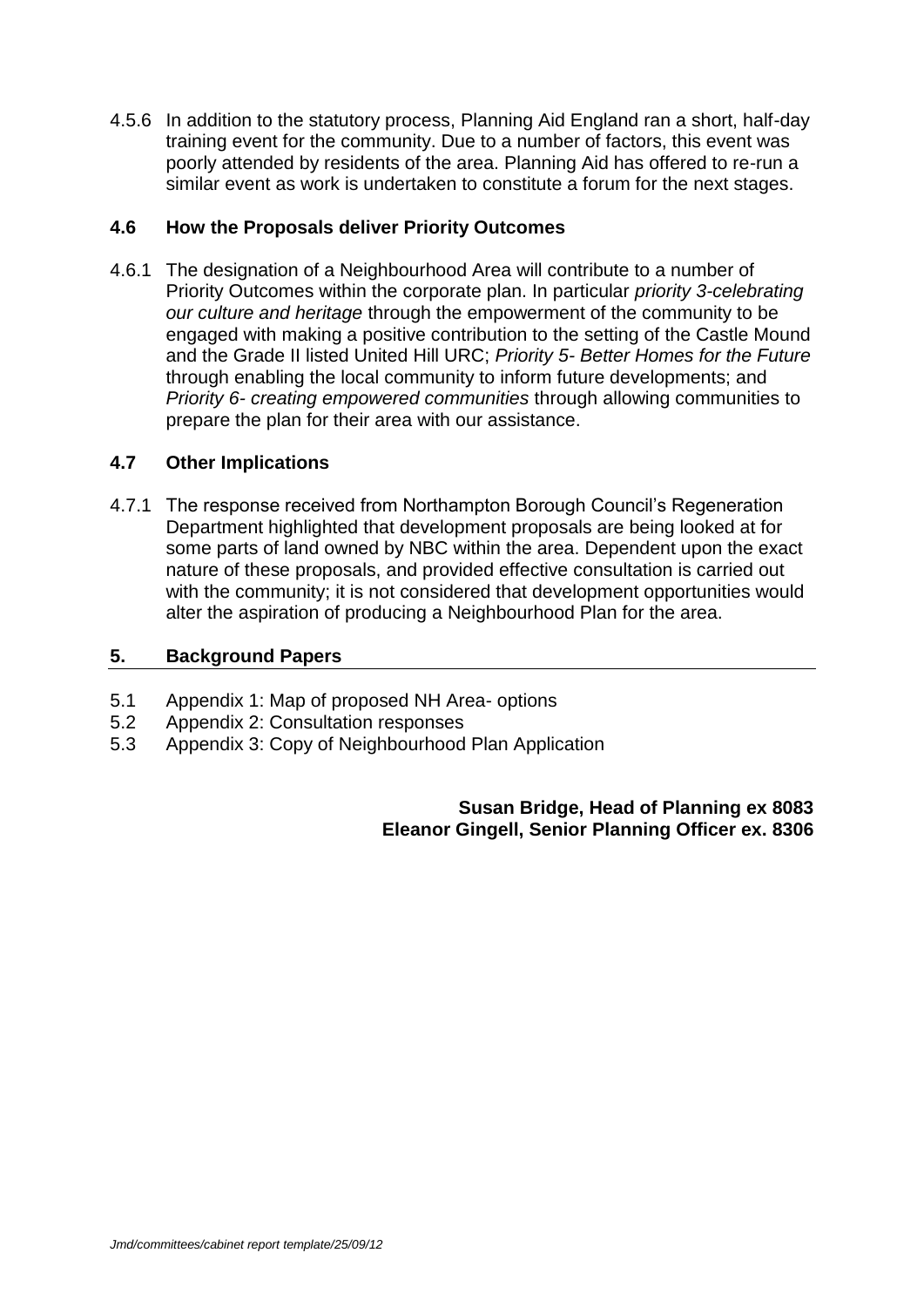4.5.6 In addition to the statutory process, Planning Aid England ran a short, half-day training event for the community. Due to a number of factors, this event was poorly attended by residents of the area. Planning Aid has offered to re-run a similar event as work is undertaken to constitute a forum for the next stages.

### 4.6 How the Proposals deliver Priority Outcomes

4.6.1 The designation of a Neighbourhood Area will contribute to a number of Priority Outcomes within the corporate plan. In particular *priority 3-celebrating our culture and heritage* through the empowerment of the community to be engaged with making a positive contribution to the setting of the Castle Mound and the Grade II listed United Hill URC; *Priority 5- Better Homes for the Future* through enabling the local community to inform future developments; and *Priority 6- creating empowered communities* through allowing communities to prepare the plan for their area with our assistance.

### 4.7 Other Implications

4.7.1 The response received from Northampton Borough Council's Regeneration Department highlighted that development proposals are being looked at for some parts of land owned by NBC within the area. Dependent upon the exact nature of these proposals, and provided effective consultation is carried out with the community; it is not considered that development opportunities would alter the aspiration of producing a Neighbourhood Plan for the area.

## 5. Background Papers

5.1 Appendix 1: Map of proposed NH Area- options
5.2 Appendix 2: Consultation responses
5.3 Appendix 3: Copy of Neighbourhood Plan Application

**Susan Bridge, Head of Planning ex 8083**
**Eleanor Gingell, Senior Planning Officer ex. 8306**

*Jmd/committees/cabinet report template/25/09/12*